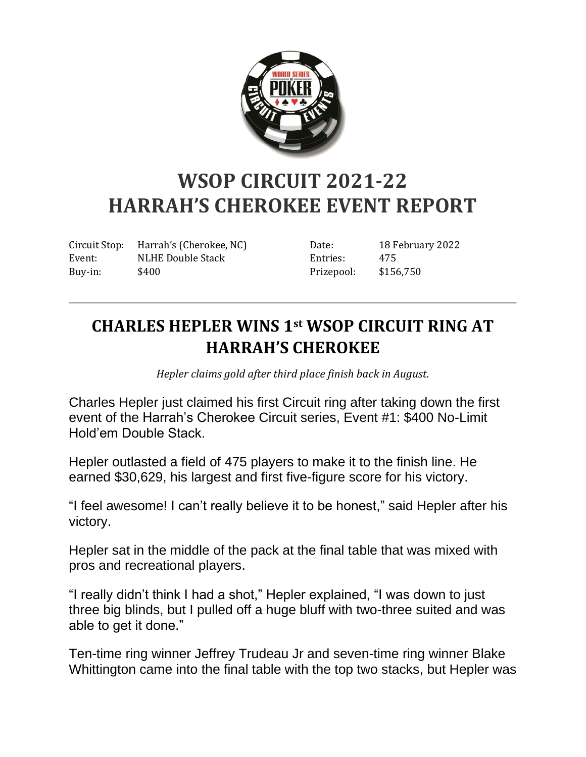# WSOP CIRCUIT 2021-22
# HARRAH'S CHEROKEE EVENT REPORT

| | | | |
|---|---|---|---|
| Circuit Stop: | Harrah's (Cherokee, NC) | Date: | 18 February 2022 |
| Event: | NLHE Double Stack | Entries: | 475 |
| Buy-in: | $400 | Prizepool: | $156,750 |

---

## CHARLES HEPLER WINS 1st WSOP CIRCUIT RING AT HARRAH'S CHEROKEE

*Hepler claims gold after third place finish back in August.*

Charles Hepler just claimed his first Circuit ring after taking down the first event of the Harrah's Cherokee Circuit series, Event #1: $400 No-Limit Hold'em Double Stack.

Hepler outlasted a field of 475 players to make it to the finish line. He earned $30,629, his largest and first five-figure score for his victory.

"I feel awesome! I can't really believe it to be honest," said Hepler after his victory.

Hepler sat in the middle of the pack at the final table that was mixed with pros and recreational players.

"I really didn't think I had a shot," Hepler explained, "I was down to just three big blinds, but I pulled off a huge bluff with two-three suited and was able to get it done."

Ten-time ring winner Jeffrey Trudeau Jr and seven-time ring winner Blake Whittington came into the final table with the top two stacks, but Hepler was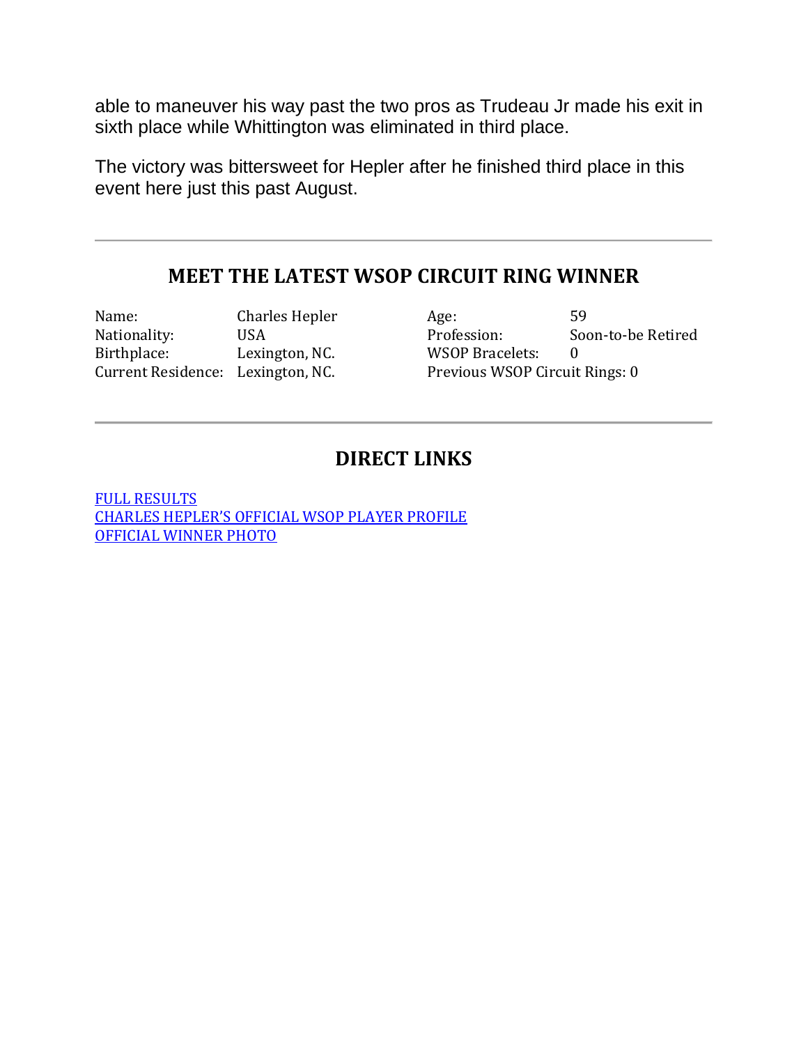able to maneuver his way past the two pros as Trudeau Jr made his exit in sixth place while Whittington was eliminated in third place.

The victory was bittersweet for Hepler after he finished third place in this event here just this past August.

---

## MEET THE LATEST WSOP CIRCUIT RING WINNER

| | | | |
|---|---|---|---|
| Name: | Charles Hepler | Age: | 59 |
| Nationality: | USA | Profession: | Soon-to-be Retired |
| Birthplace: | Lexington, NC. | WSOP Bracelets: | 0 |
| Current Residence: | Lexington, NC. | Previous WSOP Circuit Rings: | 0 |

---

## DIRECT LINKS

FULL RESULTS
CHARLES HEPLER'S OFFICIAL WSOP PLAYER PROFILE
OFFICIAL WINNER PHOTO